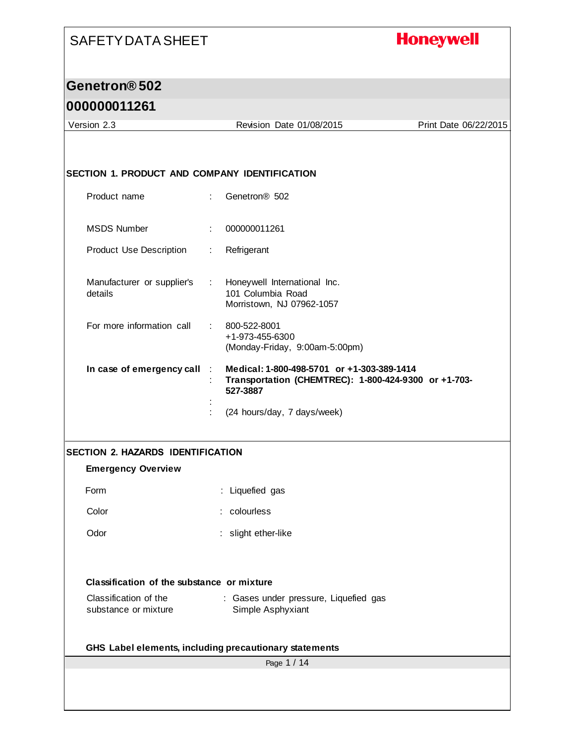SAFETY DATA SHEET

**Honeywell**

# Genetron® 502

# 000000011261

Version 2.3 | Revision Date 01/08/2015 | Print Date 06/22/2015

## SECTION 1. PRODUCT AND COMPANY IDENTIFICATION

Product name : Genetron® 502

MSDS Number : 000000011261

Product Use Description : Refrigerant

Manufacturer or supplier's details : Honeywell International Inc.
101 Columbia Road
Morristown, NJ 07962-1057

For more information call : 800-522-8001
+1-973-455-6300
(Monday-Friday, 9:00am-5:00pm)

**In case of emergency call** : **Medical: 1-800-498-5701 or +1-303-389-1414**
: **Transportation (CHEMTREC): 1-800-424-9300 or +1-703-527-3887**
:
: (24 hours/day, 7 days/week)

## SECTION 2. HAZARDS IDENTIFICATION

### Emergency Overview

Form : Liquefied gas

Color : colourless

Odor : slight ether-like

### Classification of the substance or mixture

Classification of the substance or mixture : Gases under pressure, Liquefied gas
Simple Asphyxiant

### GHS Label elements, including precautionary statements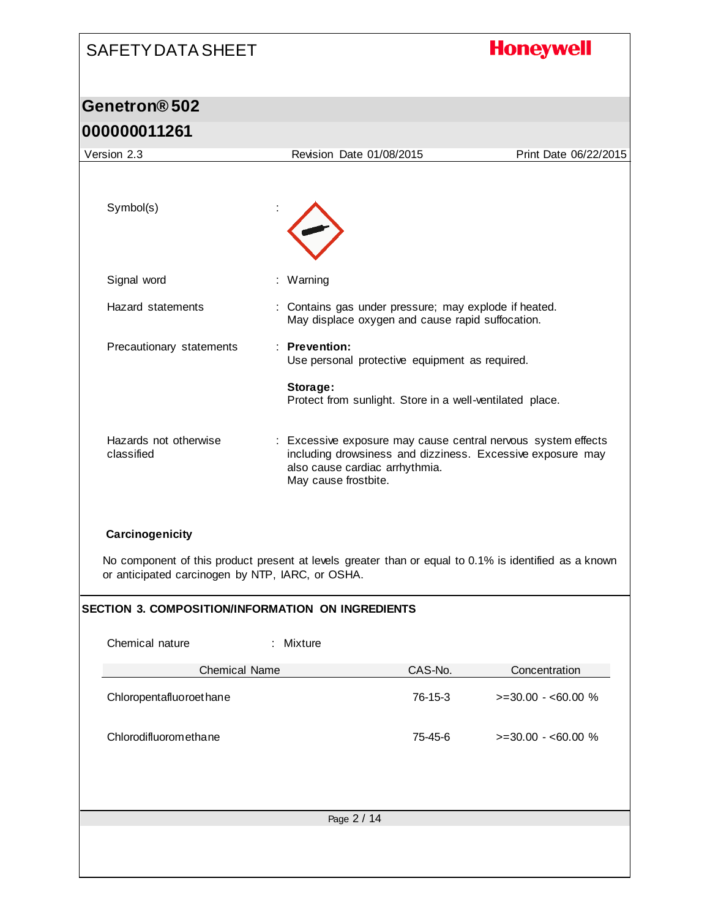Symbol(s) :

Signal word : Warning

Hazard statements : Contains gas under pressure; may explode if heated.
May displace oxygen and cause rapid suffocation.

Precautionary statements : **Prevention:**
Use personal protective equipment as required.

**Storage:**
Protect from sunlight. Store in a well-ventilated place.

Hazards not otherwise classified : Excessive exposure may cause central nervous system effects including drowsiness and dizziness. Excessive exposure may also cause cardiac arrhythmia.
May cause frostbite.

**Carcinogenicity**

No component of this product present at levels greater than or equal to 0.1% is identified as a known or anticipated carcinogen by NTP, IARC, or OSHA.

## SECTION 3. COMPOSITION/INFORMATION ON INGREDIENTS

Chemical nature : Mixture

| Chemical Name | CAS-No. | Concentration |
| --- | --- | --- |
| Chloropentafluoroethane | 76-15-3 | >=30.00 - <60.00 % |
| Chlorodifluoromethane | 75-45-6 | >=30.00 - <60.00 % |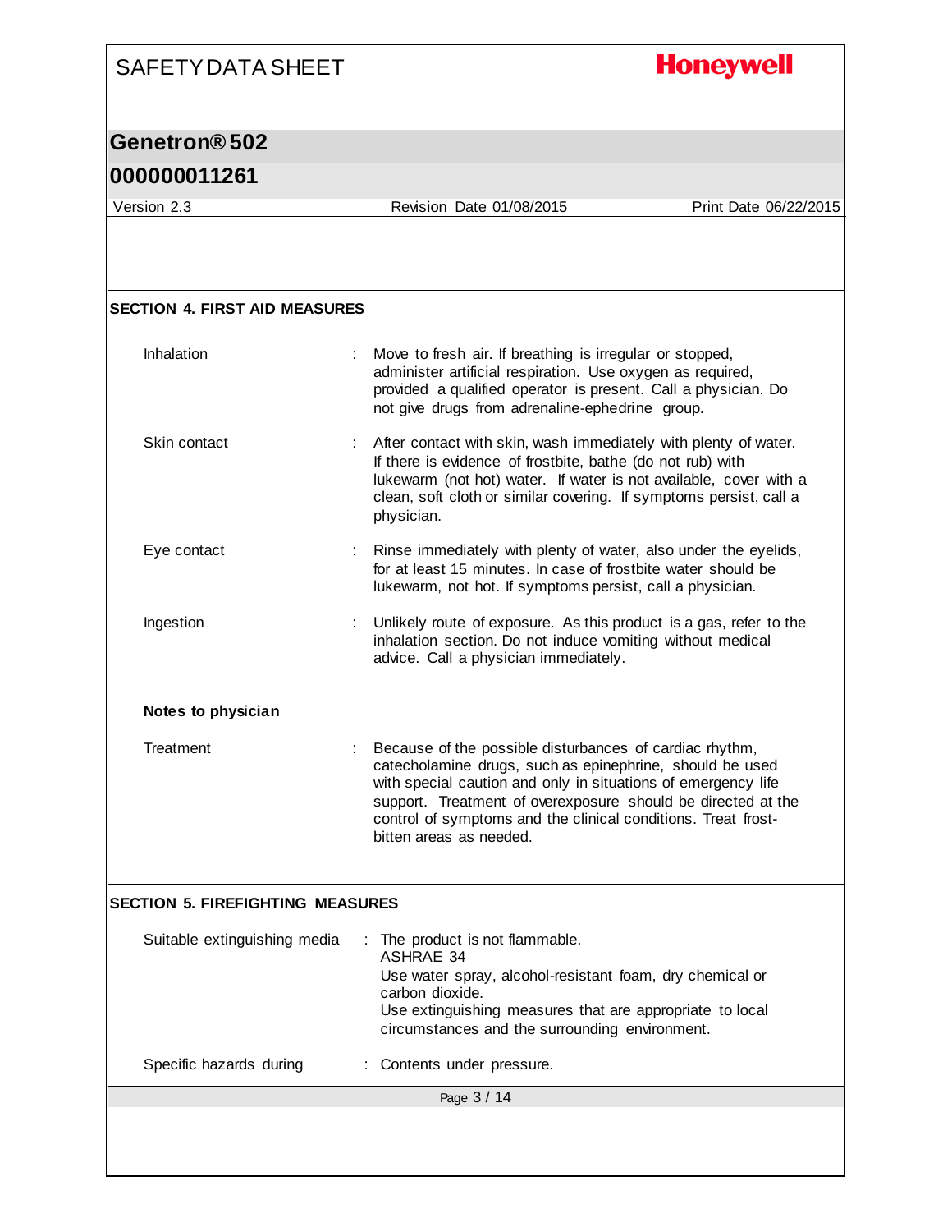## SECTION 4. FIRST AID MEASURES

| | |
|---|---|
| Inhalation | Move to fresh air. If breathing is irregular or stopped, administer artificial respiration. Use oxygen as required, provided a qualified operator is present. Call a physician. Do not give drugs from adrenaline-ephedrine group. |
| Skin contact | After contact with skin, wash immediately with plenty of water. If there is evidence of frostbite, bathe (do not rub) with lukewarm (not hot) water. If water is not available, cover with a clean, soft cloth or similar covering. If symptoms persist, call a physician. |
| Eye contact | Rinse immediately with plenty of water, also under the eyelids, for at least 15 minutes. In case of frostbite water should be lukewarm, not hot. If symptoms persist, call a physician. |
| Ingestion | Unlikely route of exposure. As this product is a gas, refer to the inhalation section. Do not induce vomiting without medical advice. Call a physician immediately. |

**Notes to physician**

| | |
|---|---|
| Treatment | Because of the possible disturbances of cardiac rhythm, catecholamine drugs, such as epinephrine, should be used with special caution and only in situations of emergency life support. Treatment of overexposure should be directed at the control of symptoms and the clinical conditions. Treat frost-bitten areas as needed. |

## SECTION 5. FIREFIGHTING MEASURES

| | |
|---|---|
| Suitable extinguishing media | The product is not flammable.<br>ASHRAE 34<br>Use water spray, alcohol-resistant foam, dry chemical or carbon dioxide.<br>Use extinguishing measures that are appropriate to local circumstances and the surrounding environment. |
| Specific hazards during | Contents under pressure. |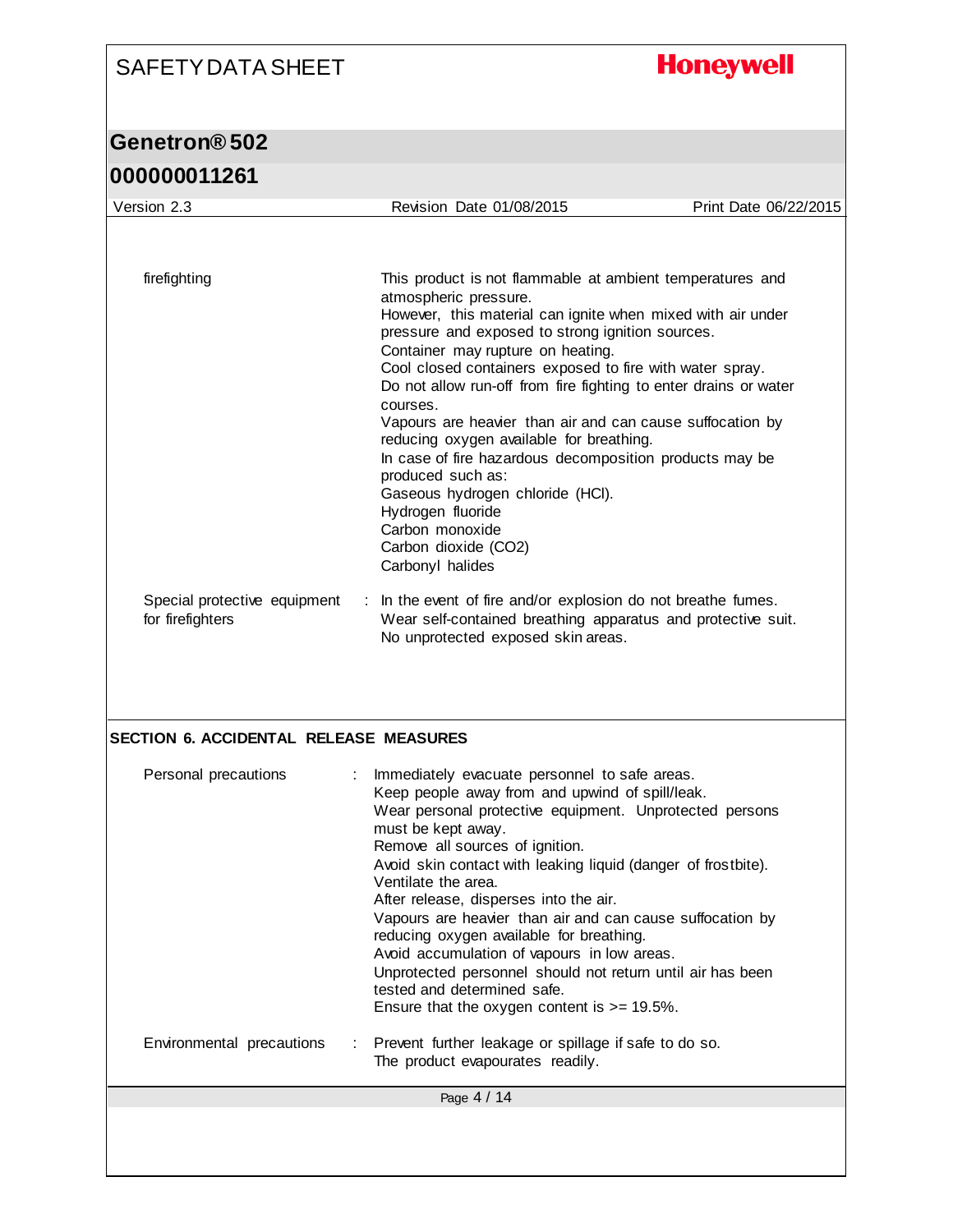firefighting

This product is not flammable at ambient temperatures and atmospheric pressure.
However, this material can ignite when mixed with air under pressure and exposed to strong ignition sources.
Container may rupture on heating.
Cool closed containers exposed to fire with water spray.
Do not allow run-off from fire fighting to enter drains or water courses.
Vapours are heavier than air and can cause suffocation by reducing oxygen available for breathing.
In case of fire hazardous decomposition products may be produced such as:
Gaseous hydrogen chloride (HCl).
Hydrogen fluoride
Carbon monoxide
Carbon dioxide ($CO_2$)
Carbonyl halides

Special protective equipment for firefighters : In the event of fire and/or explosion do not breathe fumes.
Wear self-contained breathing apparatus and protective suit.
No unprotected exposed skin areas.

## SECTION 6. ACCIDENTAL RELEASE MEASURES

Personal precautions : Immediately evacuate personnel to safe areas.
Keep people away from and upwind of spill/leak.
Wear personal protective equipment. Unprotected persons must be kept away.
Remove all sources of ignition.
Avoid skin contact with leaking liquid (danger of frostbite).
Ventilate the area.
After release, disperses into the air.
Vapours are heavier than air and can cause suffocation by reducing oxygen available for breathing.
Avoid accumulation of vapours in low areas.
Unprotected personnel should not return until air has been tested and determined safe.
Ensure that the oxygen content is >= 19.5%.

Environmental precautions : Prevent further leakage or spillage if safe to do so.
The product evapourates readily.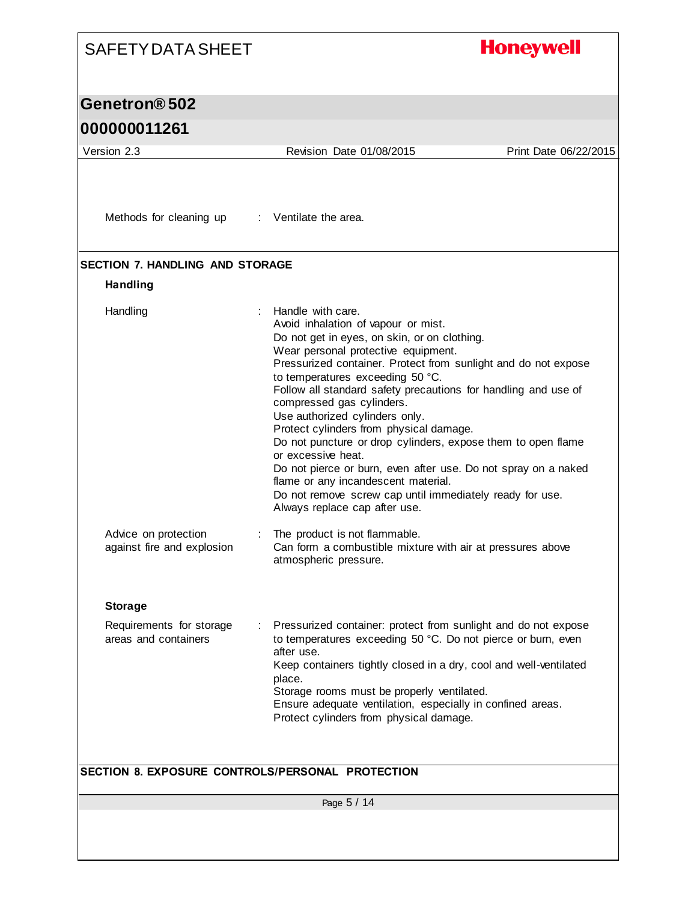Methods for cleaning up : Ventilate the area.

## SECTION 7. HANDLING AND STORAGE

### Handling

| | |
|---|---|
| Handling | Handle with care.<br>Avoid inhalation of vapour or mist.<br>Do not get in eyes, on skin, or on clothing.<br>Wear personal protective equipment.<br>Pressurized container. Protect from sunlight and do not expose to temperatures exceeding 50 °C.<br>Follow all standard safety precautions for handling and use of compressed gas cylinders.<br>Use authorized cylinders only.<br>Protect cylinders from physical damage.<br>Do not puncture or drop cylinders, expose them to open flame or excessive heat.<br>Do not pierce or burn, even after use. Do not spray on a naked flame or any incandescent material.<br>Do not remove screw cap until immediately ready for use.<br>Always replace cap after use. |
| Advice on protection against fire and explosion | The product is not flammable.<br>Can form a combustible mixture with air at pressures above atmospheric pressure. |

### Storage

| | |
|---|---|
| Requirements for storage areas and containers | Pressurized container: protect from sunlight and do not expose to temperatures exceeding 50 °C. Do not pierce or burn, even after use.<br>Keep containers tightly closed in a dry, cool and well-ventilated place.<br>Storage rooms must be properly ventilated.<br>Ensure adequate ventilation, especially in confined areas.<br>Protect cylinders from physical damage. |

## SECTION 8. EXPOSURE CONTROLS/PERSONAL PROTECTION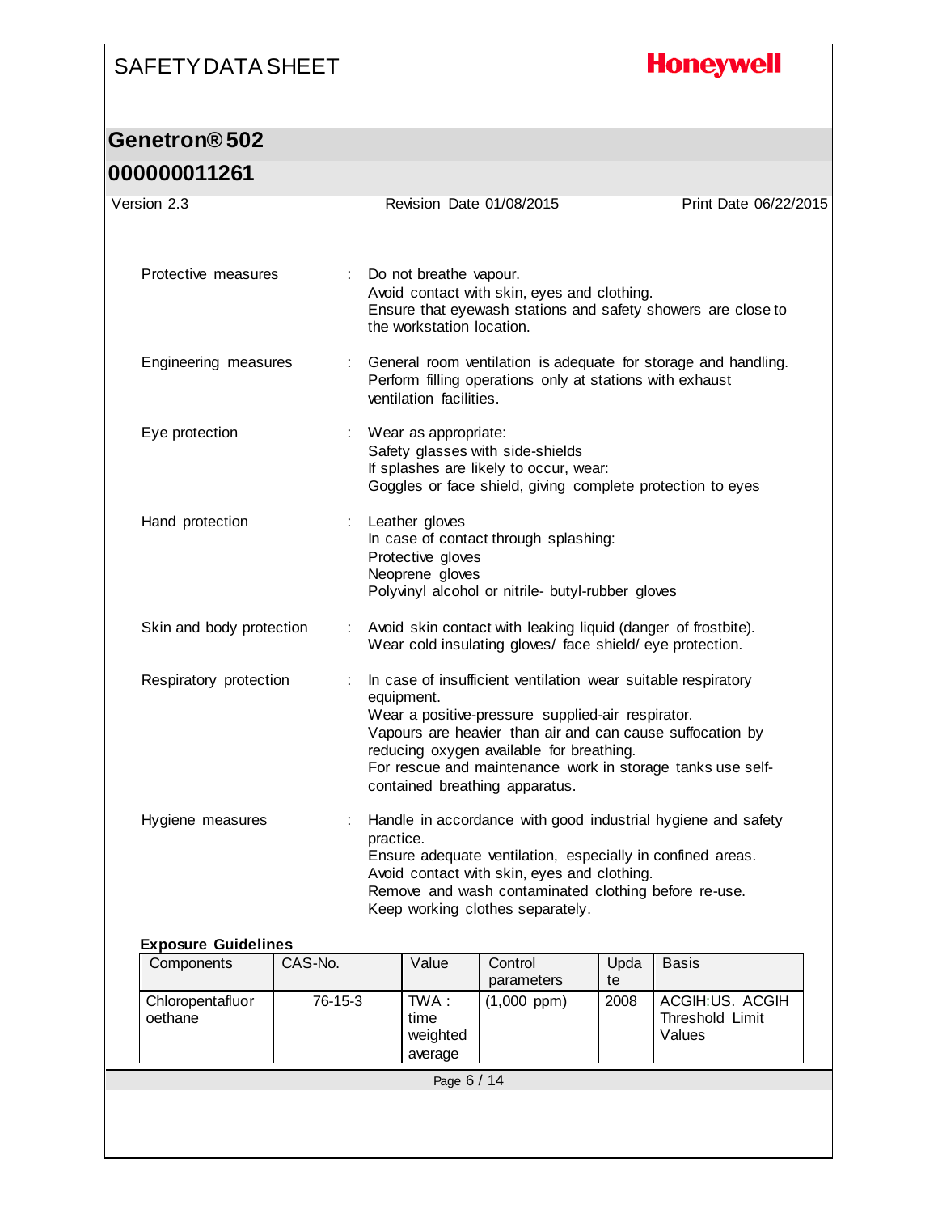| | | |
|---|---|---|
| Protective measures | : | Do not breathe vapour.<br>Avoid contact with skin, eyes and clothing.<br>Ensure that eyewash stations and safety showers are close to the workstation location. |
| Engineering measures | : | General room ventilation is adequate for storage and handling.<br>Perform filling operations only at stations with exhaust ventilation facilities. |
| Eye protection | : | Wear as appropriate:<br>Safety glasses with side-shields<br>If splashes are likely to occur, wear:<br>Goggles or face shield, giving complete protection to eyes |
| Hand protection | : | Leather gloves<br>In case of contact through splashing:<br>Protective gloves<br>Neoprene gloves<br>Polyvinyl alcohol or nitrile- butyl-rubber gloves |
| Skin and body protection | : | Avoid skin contact with leaking liquid (danger of frostbite).<br>Wear cold insulating gloves/ face shield/ eye protection. |
| Respiratory protection | : | In case of insufficient ventilation wear suitable respiratory equipment.<br>Wear a positive-pressure supplied-air respirator.<br>Vapours are heavier than air and can cause suffocation by reducing oxygen available for breathing.<br>For rescue and maintenance work in storage tanks use self-contained breathing apparatus. |
| Hygiene measures | : | Handle in accordance with good industrial hygiene and safety practice.<br>Ensure adequate ventilation, especially in confined areas.<br>Avoid contact with skin, eyes and clothing.<br>Remove and wash contaminated clothing before re-use.<br>Keep working clothes separately. |

**Exposure Guidelines**

| Components | CAS-No. | Value | Control parameters | Update | Basis |
|---|---|---|---|---|---|
| Chloropentafluoroethane | 76-15-3 | TWA : time weighted average | (1,000 ppm) | 2008 | ACGIH:US. ACGIH Threshold Limit Values |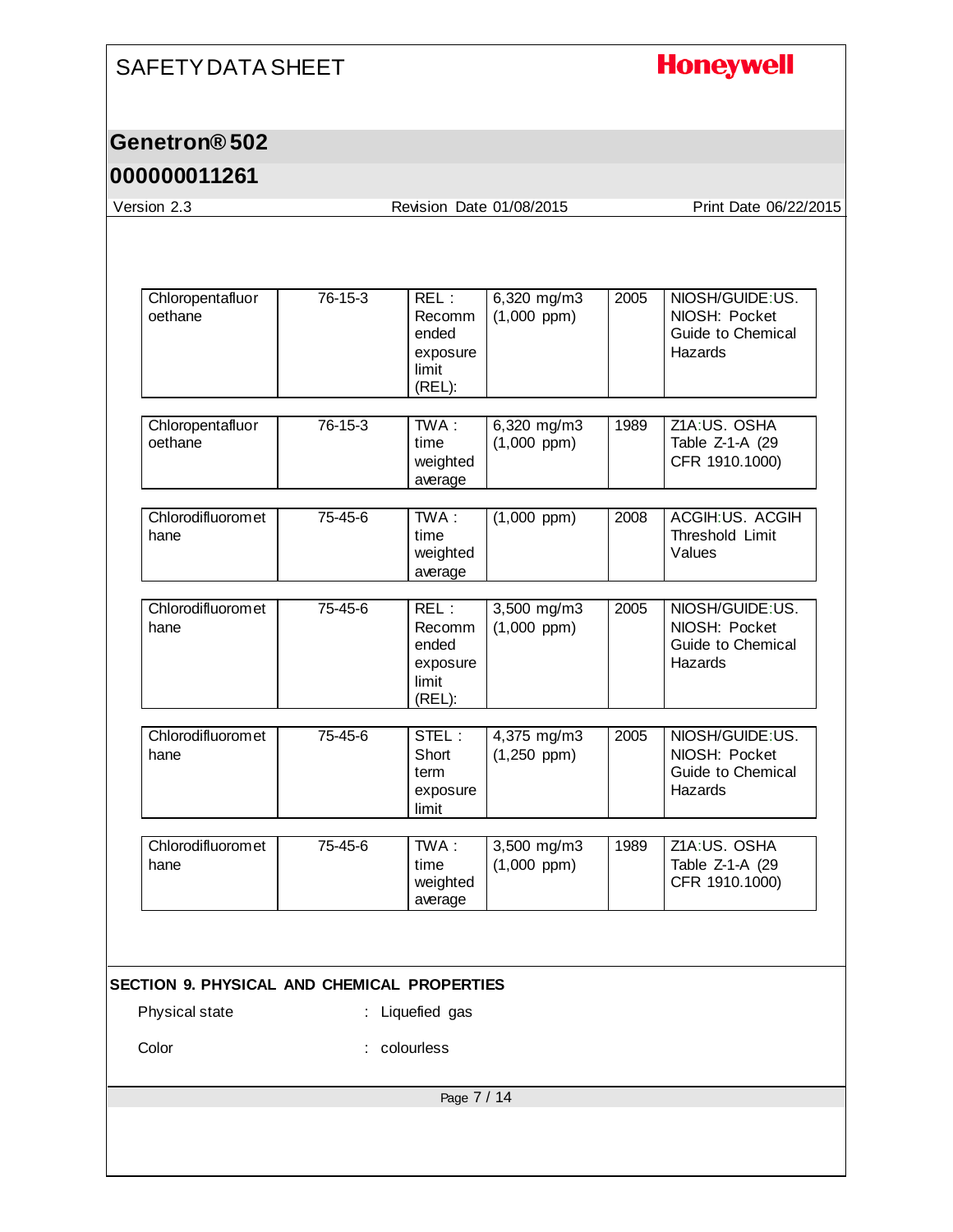| | | | | | |
|---|---|---|---|---|---|
| Chloropentafluoroethane | 76-15-3 | REL : Recommended exposure limit (REL): | 6,320 mg/m3 (1,000 ppm) | 2005 | NIOSH/GUIDE:US. NIOSH: Pocket Guide to Chemical Hazards |
| Chloropentafluoroethane | 76-15-3 | TWA : time weighted average | 6,320 mg/m3 (1,000 ppm) | 1989 | Z1A:US. OSHA Table Z-1-A (29 CFR 1910.1000) |
| Chlorodifluoromethane | 75-45-6 | TWA : time weighted average | (1,000 ppm) | 2008 | ACGIH:US. ACGIH Threshold Limit Values |
| Chlorodifluoromethane | 75-45-6 | REL : Recommended exposure limit (REL): | 3,500 mg/m3 (1,000 ppm) | 2005 | NIOSH/GUIDE:US. NIOSH: Pocket Guide to Chemical Hazards |
| Chlorodifluoromethane | 75-45-6 | STEL : Short term exposure limit | 4,375 mg/m3 (1,250 ppm) | 2005 | NIOSH/GUIDE:US. NIOSH: Pocket Guide to Chemical Hazards |
| Chlorodifluoromethane | 75-45-6 | TWA : time weighted average | 3,500 mg/m3 (1,000 ppm) | 1989 | Z1A:US. OSHA Table Z-1-A (29 CFR 1910.1000) |

## SECTION 9. PHYSICAL AND CHEMICAL PROPERTIES

Physical state : Liquefied gas

Color : colourless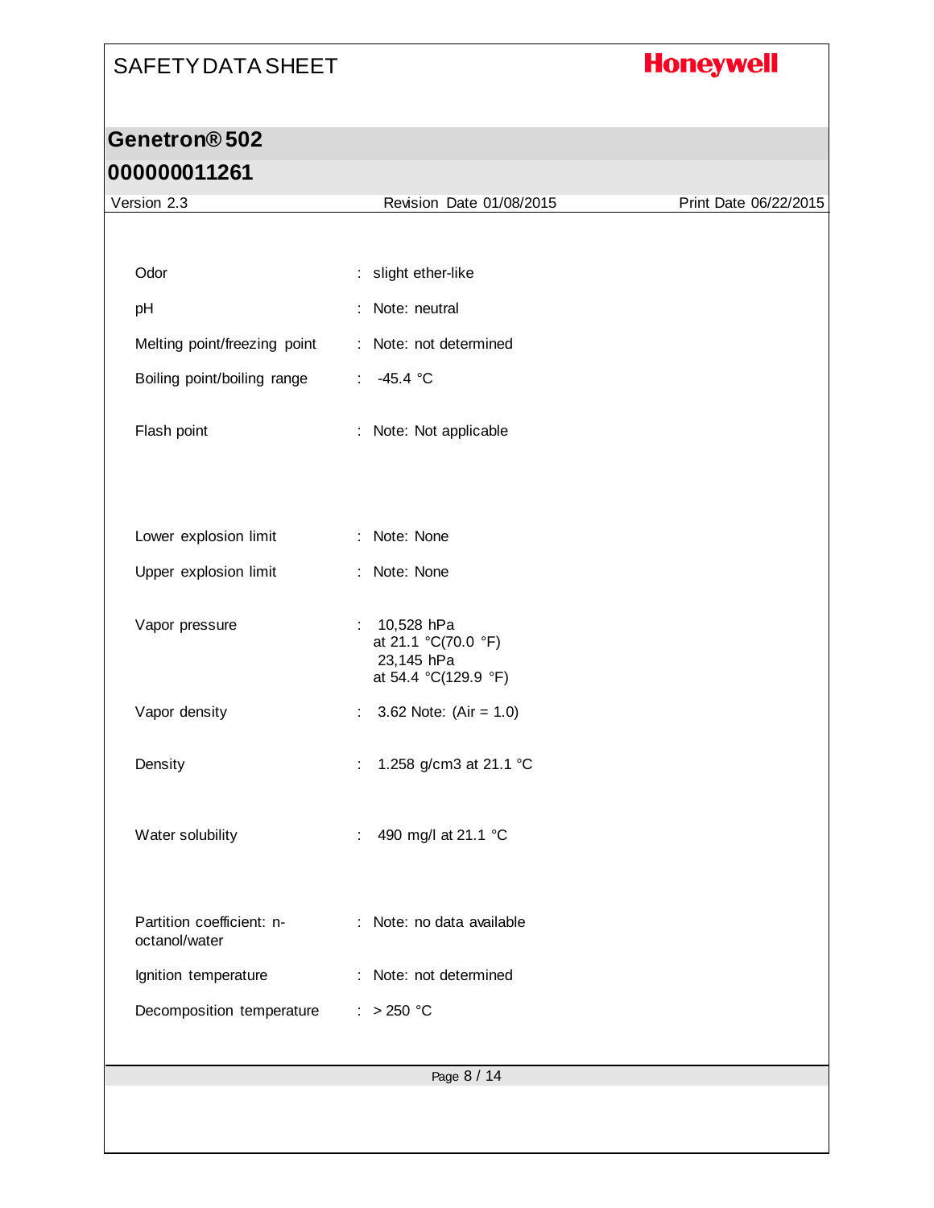| Property | | Value |
|---|---|---|
| Odor | : | slight ether-like |
| pH | : | Note: neutral |
| Melting point/freezing point | : | Note: not determined |
| Boiling point/boiling range | : | -45.4 °C |
| Flash point | : | Note: Not applicable |
| Lower explosion limit | : | Note: None |
| Upper explosion limit | : | Note: None |
| Vapor pressure | : | 10,528 hPa at 21.1 °C(70.0 °F)<br>23,145 hPa at 54.4 °C(129.9 °F) |
| Vapor density | : | 3.62 Note: (Air = 1.0) |
| Density | : | 1.258 g/cm3 at 21.1 °C |
| Water solubility | : | 490 mg/l at 21.1 °C |
| Partition coefficient: n-octanol/water | : | Note: no data available |
| Ignition temperature | : | Note: not determined |
| Decomposition temperature | : | > 250 °C |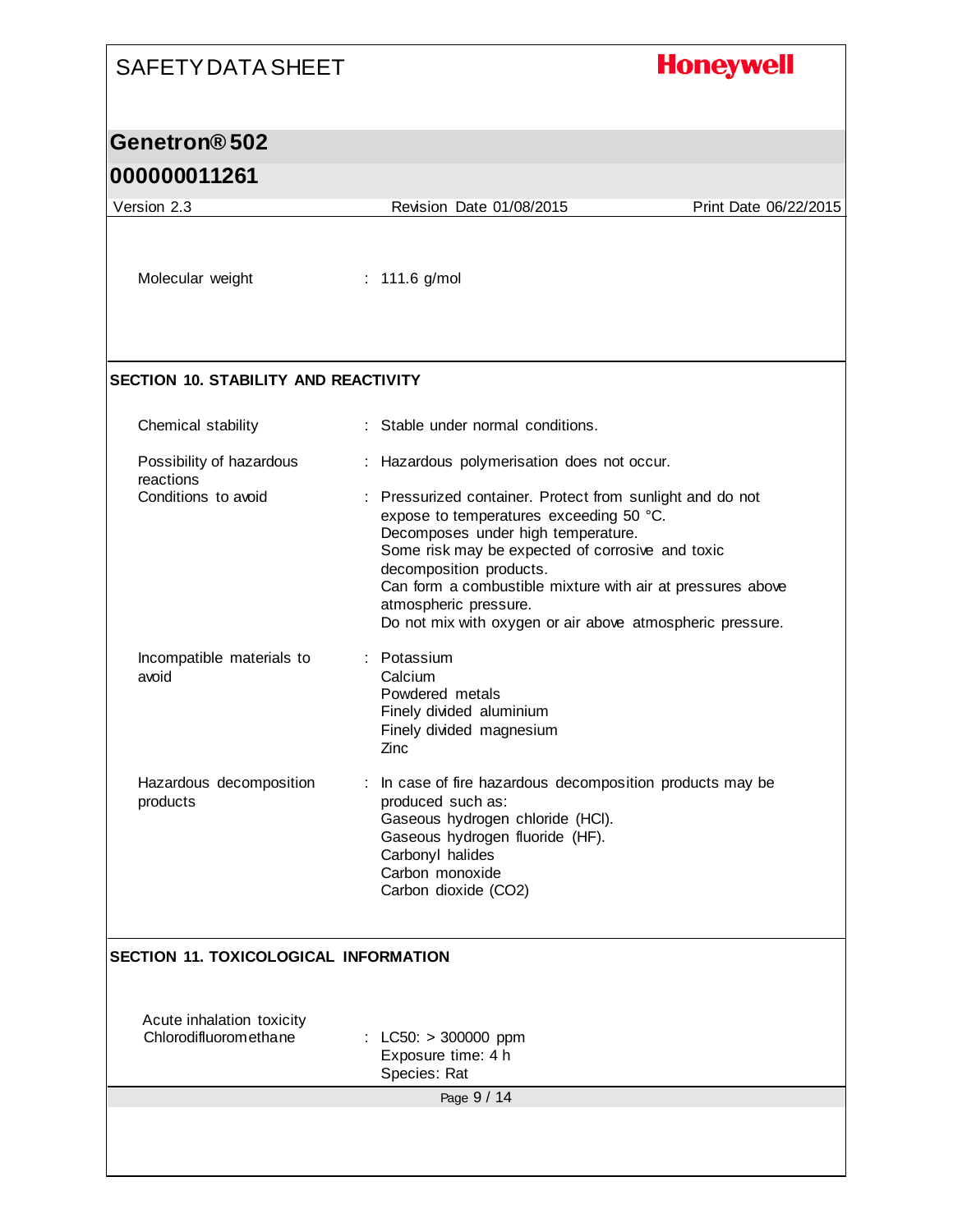| | |
|---|---|
| Molecular weight | : 111.6 g/mol |

## SECTION 10. STABILITY AND REACTIVITY

| | |
|---|---|
| Chemical stability | : Stable under normal conditions. |
| Possibility of hazardous reactions | : Hazardous polymerisation does not occur. |
| Conditions to avoid | : Pressurized container. Protect from sunlight and do not expose to temperatures exceeding 50 °C.<br>Decomposes under high temperature.<br>Some risk may be expected of corrosive and toxic decomposition products.<br>Can form a combustible mixture with air at pressures above atmospheric pressure.<br>Do not mix with oxygen or air above atmospheric pressure. |
| Incompatible materials to avoid | : Potassium<br>Calcium<br>Powdered metals<br>Finely divided aluminium<br>Finely divided magnesium<br>Zinc |
| Hazardous decomposition products | : In case of fire hazardous decomposition products may be produced such as:<br>Gaseous hydrogen chloride (HCl).<br>Gaseous hydrogen fluoride (HF).<br>Carbonyl halides<br>Carbon monoxide<br>Carbon dioxide ($CO_2$) |

## SECTION 11. TOXICOLOGICAL INFORMATION

Acute inhalation toxicity

| | |
|---|---|
| Chlorodifluoromethane | : LC50: > 300000 ppm<br>Exposure time: 4 h<br>Species: Rat |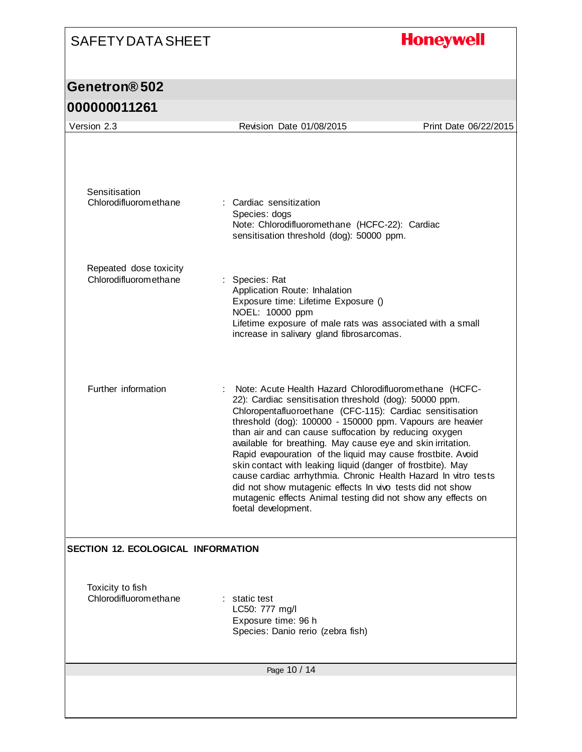**Sensitisation**

Chlorodifluoromethane : Cardiac sensitization
Species: dogs
Note: Chlorodifluoromethane (HCFC-22): Cardiac sensitisation threshold (dog): 50000 ppm.

**Repeated dose toxicity**

Chlorodifluoromethane : Species: Rat
Application Route: Inhalation
Exposure time: Lifetime Exposure ()
NOEL: 10000 ppm
Lifetime exposure of male rats was associated with a small increase in salivary gland fibrosarcomas.

**Further information** : Note: Acute Health Hazard Chlorodifluoromethane (HCFC-22): Cardiac sensitisation threshold (dog): 50000 ppm. Chloropentafluoroethane (CFC-115): Cardiac sensitisation threshold (dog): 100000 - 150000 ppm. Vapours are heavier than air and can cause suffocation by reducing oxygen available for breathing. May cause eye and skin irritation. Rapid evapouration of the liquid may cause frostbite. Avoid skin contact with leaking liquid (danger of frostbite). May cause cardiac arrhythmia. Chronic Health Hazard In vitro tests did not show mutagenic effects In vivo tests did not show mutagenic effects Animal testing did not show any effects on foetal development.

## SECTION 12. ECOLOGICAL INFORMATION

**Toxicity to fish**

Chlorodifluoromethane : static test
LC50: 777 mg/l
Exposure time: 96 h
Species: Danio rerio (zebra fish)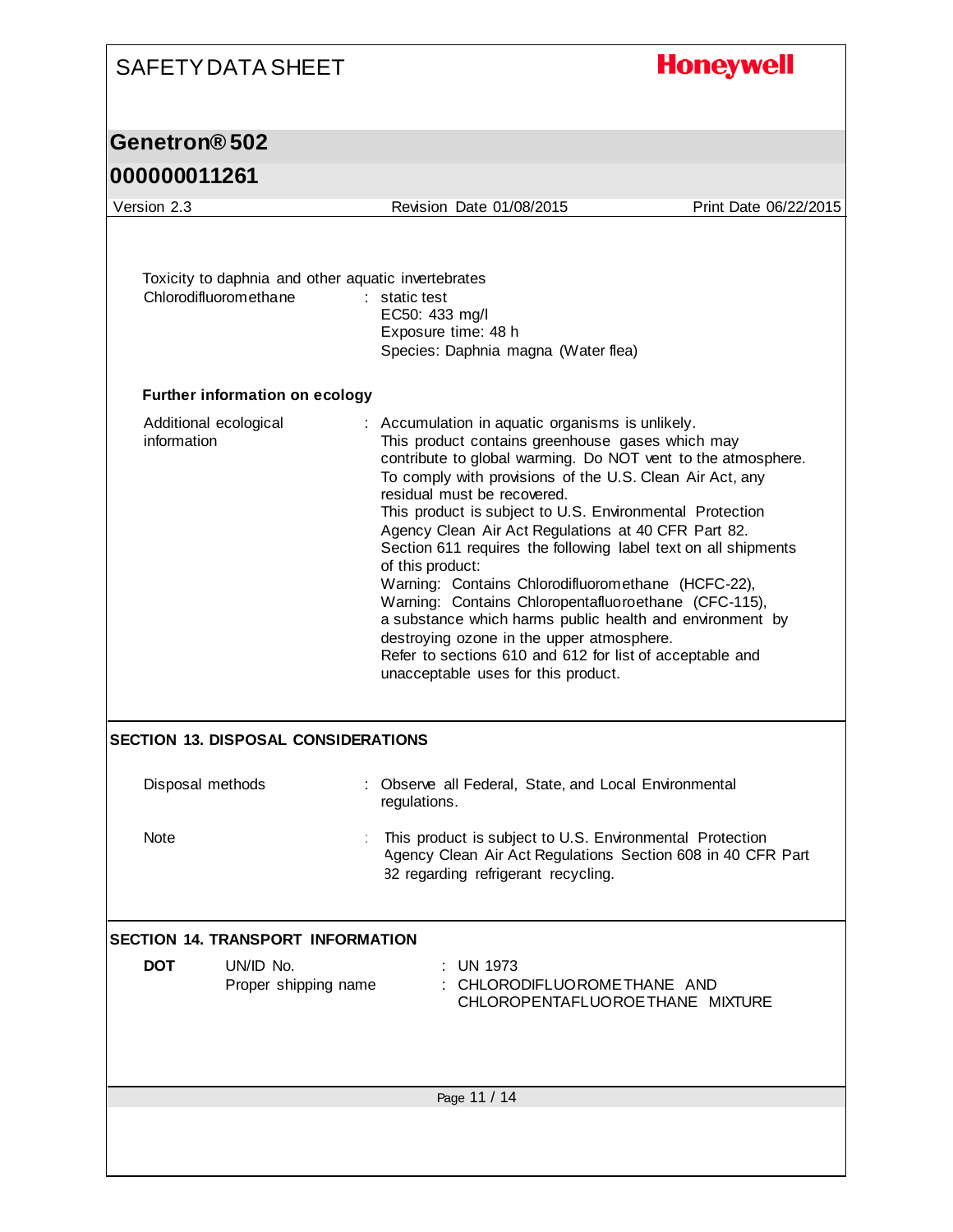Toxicity to daphnia and other aquatic invertebrates

Chlorodifluoromethane : static test
EC50: 433 mg/l
Exposure time: 48 h
Species: Daphnia magna (Water flea)

**Further information on ecology**

Additional ecological information : Accumulation in aquatic organisms is unlikely.
This product contains greenhouse gases which may contribute to global warming. Do NOT vent to the atmosphere.
To comply with provisions of the U.S. Clean Air Act, any residual must be recovered.
This product is subject to U.S. Environmental Protection Agency Clean Air Act Regulations at 40 CFR Part 82.
Section 611 requires the following label text on all shipments of this product:
Warning: Contains Chlorodifluoromethane (HCFC-22),
Warning: Contains Chloropentafluoroethane (CFC-115),
a substance which harms public health and environment by destroying ozone in the upper atmosphere.
Refer to sections 610 and 612 for list of acceptable and unacceptable uses for this product.

## SECTION 13. DISPOSAL CONSIDERATIONS

Disposal methods : Observe all Federal, State, and Local Environmental regulations.

Note : This product is subject to U.S. Environmental Protection Agency Clean Air Act Regulations Section 608 in 40 CFR Part 82 regarding refrigerant recycling.

## SECTION 14. TRANSPORT INFORMATION

**DOT**

UN/ID No. : UN 1973

Proper shipping name : CHLORODIFLUOROMETHANE AND CHLOROPENTAFLUOROETHANE MIXTURE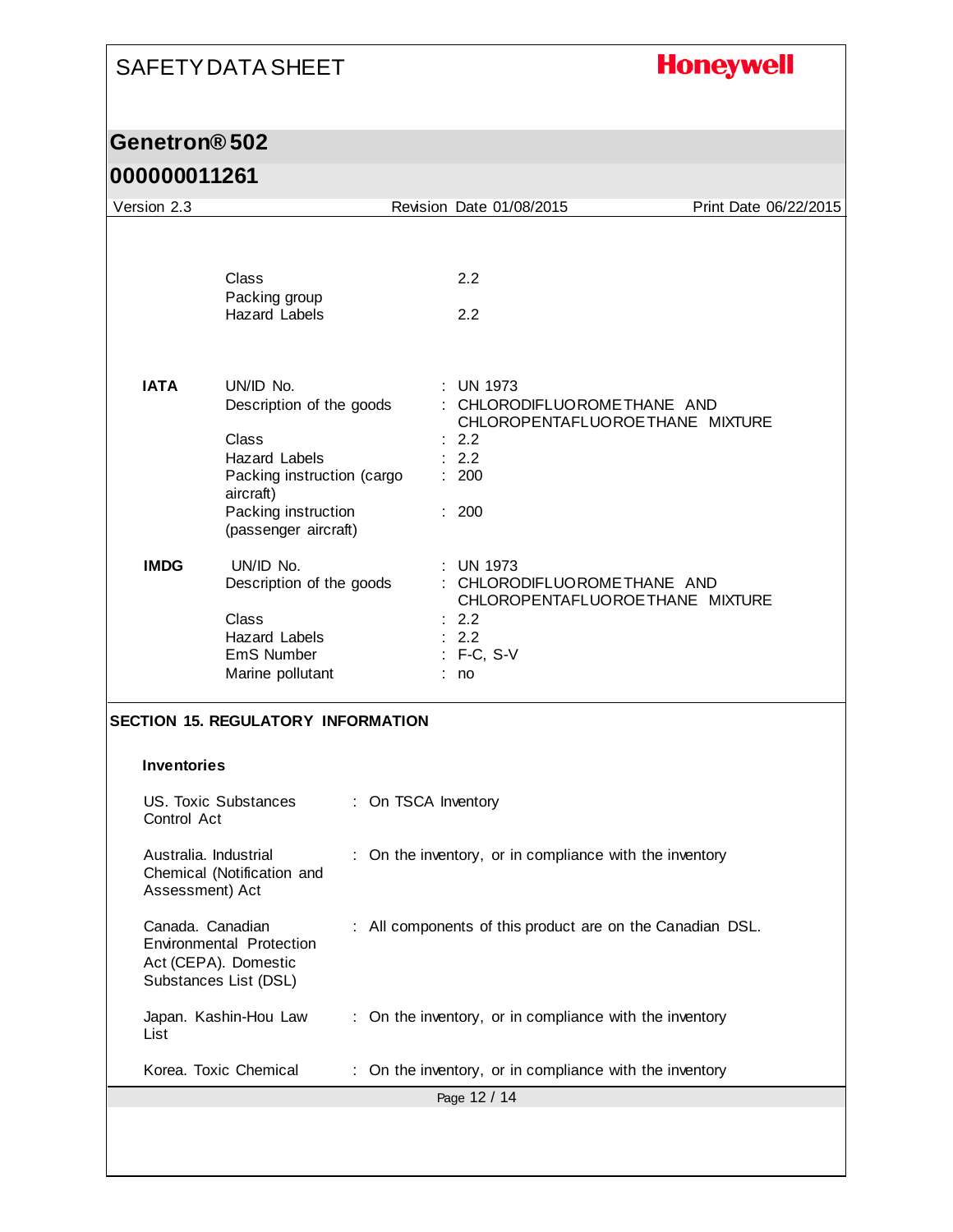| | | |
|---|---|---|
| | Class | 2.2 |
| | Packing group | |
| | Hazard Labels | 2.2 |
| **IATA** | UN/ID No. | : UN 1973 |
| | Description of the goods | : CHLORODIFLUOROMETHANE AND CHLOROPENTAFLUOROETHANE MIXTURE |
| | Class | : 2.2 |
| | Hazard Labels | : 2.2 |
| | Packing instruction (cargo aircraft) | : 200 |
| | Packing instruction (passenger aircraft) | : 200 |
| **IMDG** | UN/ID No. | : UN 1973 |
| | Description of the goods | : CHLORODIFLUOROMETHANE AND CHLOROPENTAFLUOROETHANE MIXTURE |
| | Class | : 2.2 |
| | Hazard Labels | : 2.2 |
| | EmS Number | : F-C, S-V |
| | Marine pollutant | : no |

## SECTION 15. REGULATORY INFORMATION

### Inventories

| | |
|---|---|
| US. Toxic Substances Control Act | : On TSCA Inventory |
| Australia. Industrial Chemical (Notification and Assessment) Act | : On the inventory, or in compliance with the inventory |
| Canada. Canadian Environmental Protection Act (CEPA). Domestic Substances List (DSL) | : All components of this product are on the Canadian DSL. |
| Japan. Kashin-Hou Law List | : On the inventory, or in compliance with the inventory |
| Korea. Toxic Chemical | : On the inventory, or in compliance with the inventory |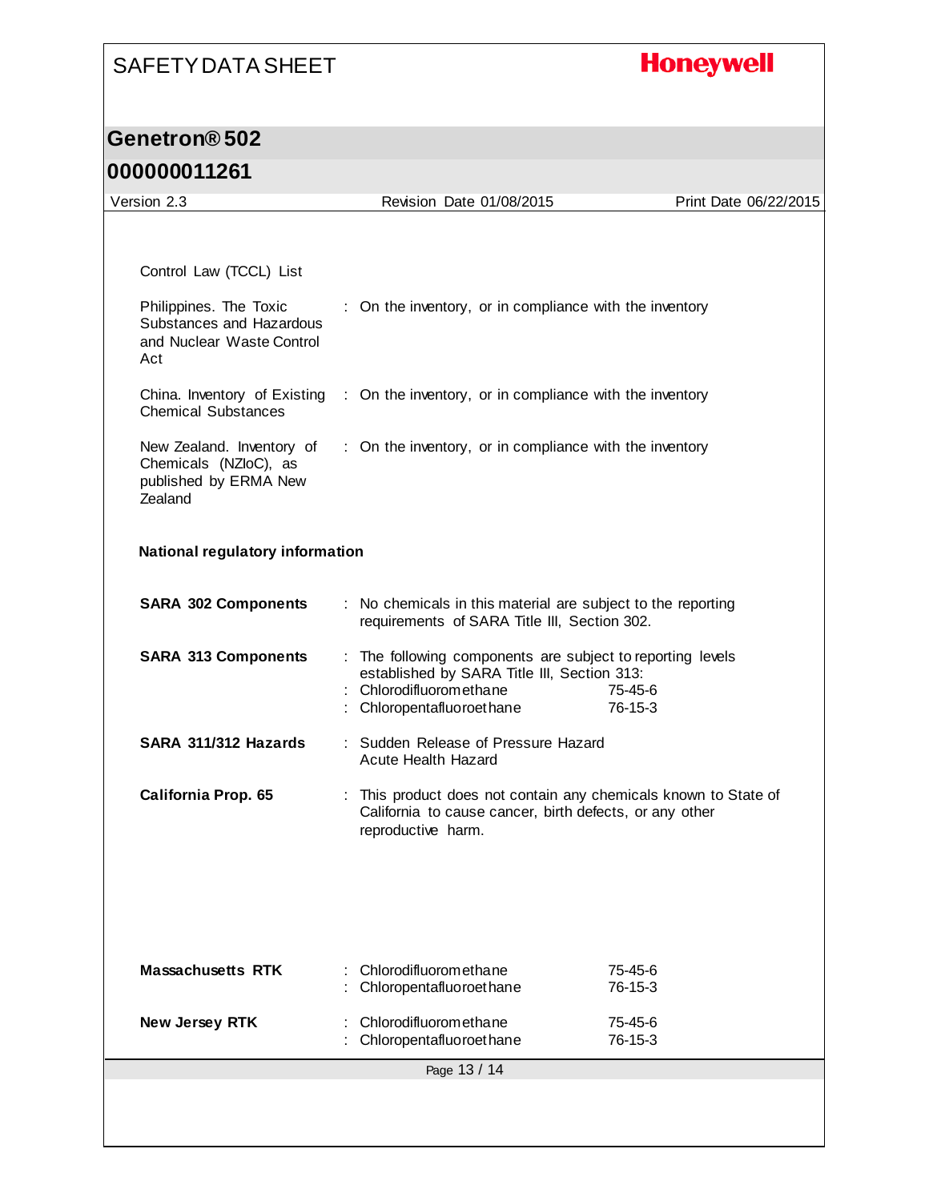Control Law (TCCL) List

| | |
|---|---|
| Philippines. The Toxic Substances and Hazardous and Nuclear Waste Control Act | : On the inventory, or in compliance with the inventory |
| China. Inventory of Existing Chemical Substances | : On the inventory, or in compliance with the inventory |
| New Zealand. Inventory of Chemicals (NZIoC), as published by ERMA New Zealand | : On the inventory, or in compliance with the inventory |

**National regulatory information**

**SARA 302 Components** : No chemicals in this material are subject to the reporting requirements of SARA Title III, Section 302.

**SARA 313 Components** : The following components are subject to reporting levels established by SARA Title III, Section 313:

| | |
|---|---|
| : Chlorodifluoromethane | 75-45-6 |
| : Chloropentafluoroethane | 76-15-3 |

**SARA 311/312 Hazards** : Sudden Release of Pressure Hazard
Acute Health Hazard

**California Prop. 65** : This product does not contain any chemicals known to State of California to cause cancer, birth defects, or any other reproductive harm.

**Massachusetts RTK**

| | |
|---|---|
| : Chlorodifluoromethane | 75-45-6 |
| : Chloropentafluoroethane | 76-15-3 |

**New Jersey RTK**

| | |
|---|---|
| : Chlorodifluoromethane | 75-45-6 |
| : Chloropentafluoroethane | 76-15-3 |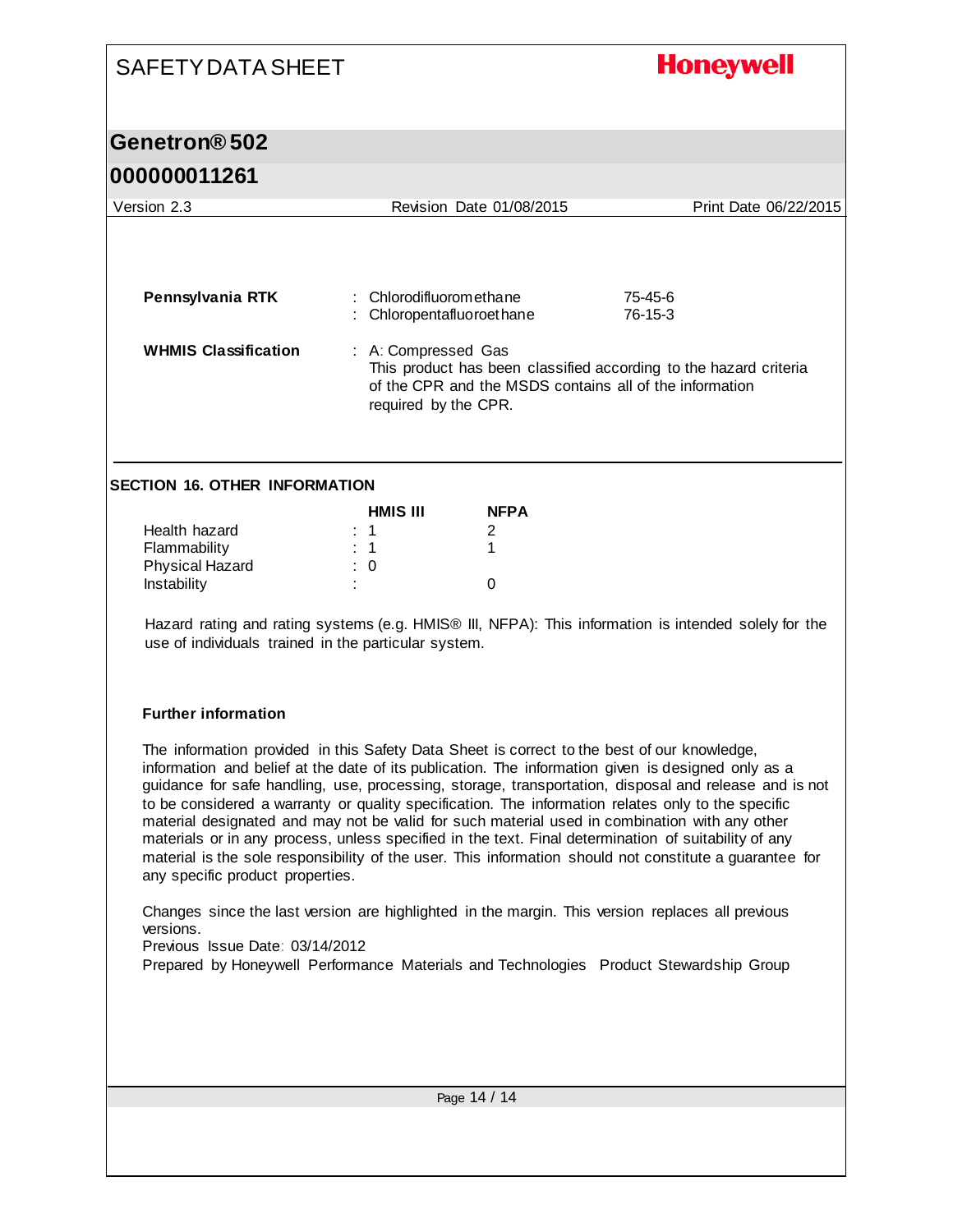**Pennsylvania RTK** : Chlorodifluoromethane 75-45-6
: Chloropentafluoroethane 76-15-3

**WHMIS Classification** : A: Compressed Gas
This product has been classified according to the hazard criteria of the CPR and the MSDS contains all of the information required by the CPR.

## SECTION 16. OTHER INFORMATION

| | HMIS III | NFPA |
|---|---|---|
| Health hazard | 1 | 2 |
| Flammability | 1 | 1 |
| Physical Hazard | 0 | |
| Instability | | 0 |

Hazard rating and rating systems (e.g. HMIS® III, NFPA): This information is intended solely for the use of individuals trained in the particular system.

**Further information**

The information provided in this Safety Data Sheet is correct to the best of our knowledge, information and belief at the date of its publication. The information given is designed only as a guidance for safe handling, use, processing, storage, transportation, disposal and release and is not to be considered a warranty or quality specification. The information relates only to the specific material designated and may not be valid for such material used in combination with any other materials or in any process, unless specified in the text. Final determination of suitability of any material is the sole responsibility of the user. This information should not constitute a guarantee for any specific product properties.

Changes since the last version are highlighted in the margin. This version replaces all previous versions.
Previous Issue Date: 03/14/2012
Prepared by Honeywell Performance Materials and Technologies Product Stewardship Group